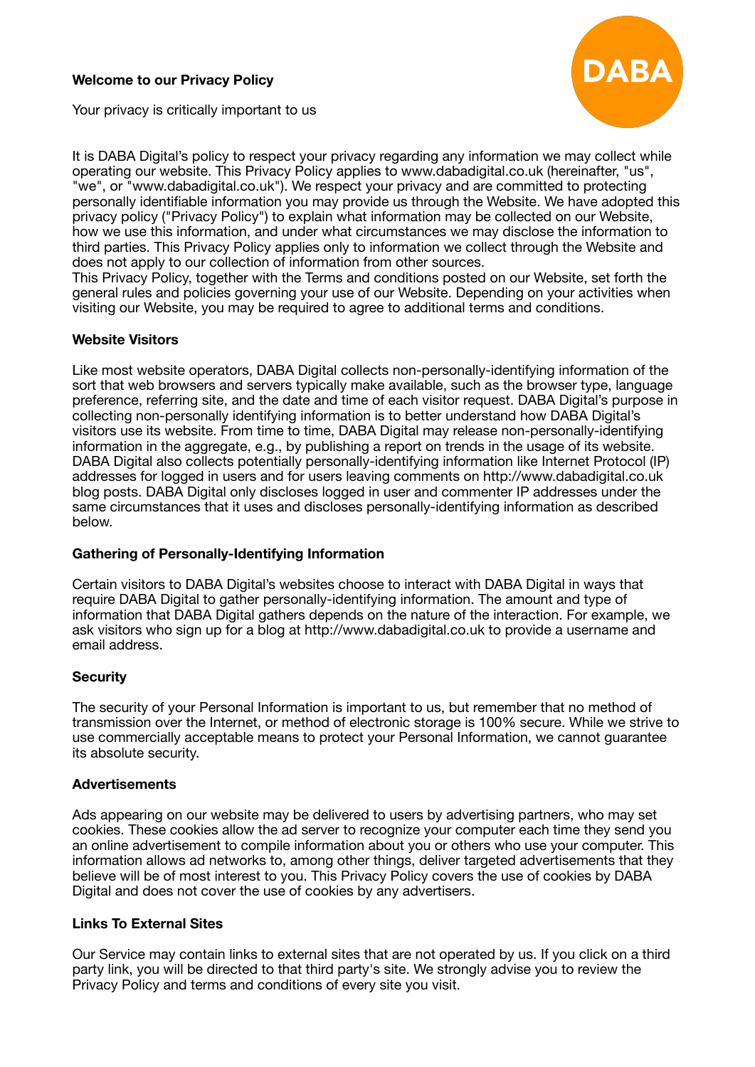# Welcome to our Privacy Policy

Your privacy is critically important to us

DABA

It is DABA Digital's policy to respect your privacy regarding any information we may collect while operating our website. This Privacy Policy applies to www.dabadigital.co.uk (hereinafter, "us", "we", or "www.dabadigital.co.uk"). We respect your privacy and are committed to protecting personally identifiable information you may provide us through the Website. We have adopted this privacy policy ("Privacy Policy") to explain what information may be collected on our Website, how we use this information, and under what circumstances we may disclose the information to third parties. This Privacy Policy applies only to information we collect through the Website and does not apply to our collection of information from other sources.
This Privacy Policy, together with the Terms and conditions posted on our Website, set forth the general rules and policies governing your use of our Website. Depending on your activities when visiting our Website, you may be required to agree to additional terms and conditions.

## Website Visitors

Like most website operators, DABA Digital collects non-personally-identifying information of the sort that web browsers and servers typically make available, such as the browser type, language preference, referring site, and the date and time of each visitor request. DABA Digital's purpose in collecting non-personally identifying information is to better understand how DABA Digital's visitors use its website. From time to time, DABA Digital may release non-personally-identifying information in the aggregate, e.g., by publishing a report on trends in the usage of its website. DABA Digital also collects potentially personally-identifying information like Internet Protocol (IP) addresses for logged in users and for users leaving comments on http://www.dabadigital.co.uk blog posts. DABA Digital only discloses logged in user and commenter IP addresses under the same circumstances that it uses and discloses personally-identifying information as described below.

## Gathering of Personally-Identifying Information

Certain visitors to DABA Digital's websites choose to interact with DABA Digital in ways that require DABA Digital to gather personally-identifying information. The amount and type of information that DABA Digital gathers depends on the nature of the interaction. For example, we ask visitors who sign up for a blog at http://www.dabadigital.co.uk to provide a username and email address.

## Security

The security of your Personal Information is important to us, but remember that no method of transmission over the Internet, or method of electronic storage is 100% secure. While we strive to use commercially acceptable means to protect your Personal Information, we cannot guarantee its absolute security.

## Advertisements

Ads appearing on our website may be delivered to users by advertising partners, who may set cookies. These cookies allow the ad server to recognize your computer each time they send you an online advertisement to compile information about you or others who use your computer. This information allows ad networks to, among other things, deliver targeted advertisements that they believe will be of most interest to you. This Privacy Policy covers the use of cookies by DABA Digital and does not cover the use of cookies by any advertisers.

## Links To External Sites

Our Service may contain links to external sites that are not operated by us. If you click on a third party link, you will be directed to that third party's site. We strongly advise you to review the Privacy Policy and terms and conditions of every site you visit.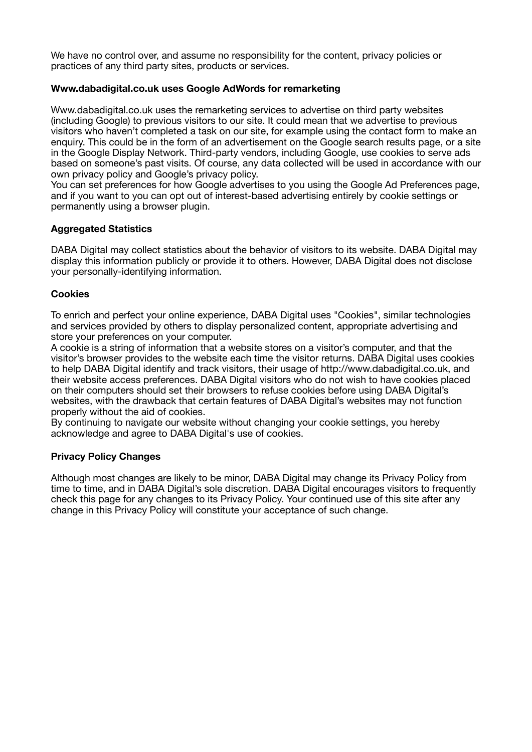We have no control over, and assume no responsibility for the content, privacy policies or practices of any third party sites, products or services.

**Www.dabadigital.co.uk uses Google AdWords for remarketing**

Www.dabadigital.co.uk uses the remarketing services to advertise on third party websites (including Google) to previous visitors to our site. It could mean that we advertise to previous visitors who haven't completed a task on our site, for example using the contact form to make an enquiry. This could be in the form of an advertisement on the Google search results page, or a site in the Google Display Network. Third-party vendors, including Google, use cookies to serve ads based on someone's past visits. Of course, any data collected will be used in accordance with our own privacy policy and Google's privacy policy.
You can set preferences for how Google advertises to you using the Google Ad Preferences page, and if you want to you can opt out of interest-based advertising entirely by cookie settings or permanently using a browser plugin.

**Aggregated Statistics**

DABA Digital may collect statistics about the behavior of visitors to its website. DABA Digital may display this information publicly or provide it to others. However, DABA Digital does not disclose your personally-identifying information.

**Cookies**

To enrich and perfect your online experience, DABA Digital uses "Cookies", similar technologies and services provided by others to display personalized content, appropriate advertising and store your preferences on your computer.
A cookie is a string of information that a website stores on a visitor's computer, and that the visitor's browser provides to the website each time the visitor returns. DABA Digital uses cookies to help DABA Digital identify and track visitors, their usage of http://www.dabadigital.co.uk, and their website access preferences. DABA Digital visitors who do not wish to have cookies placed on their computers should set their browsers to refuse cookies before using DABA Digital's websites, with the drawback that certain features of DABA Digital's websites may not function properly without the aid of cookies.
By continuing to navigate our website without changing your cookie settings, you hereby acknowledge and agree to DABA Digital's use of cookies.

**Privacy Policy Changes**

Although most changes are likely to be minor, DABA Digital may change its Privacy Policy from time to time, and in DABA Digital's sole discretion. DABA Digital encourages visitors to frequently check this page for any changes to its Privacy Policy. Your continued use of this site after any change in this Privacy Policy will constitute your acceptance of such change.